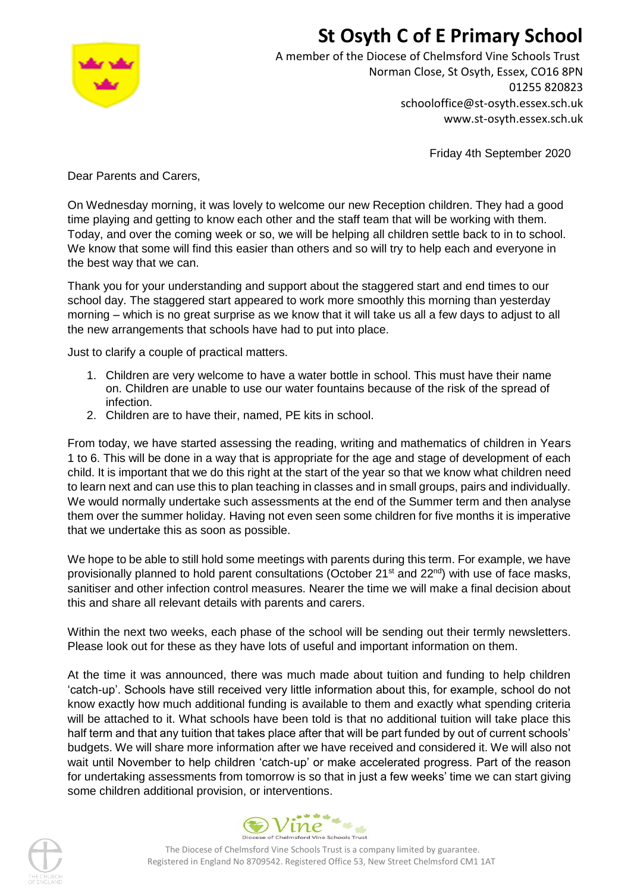# St Osyth C of E Primary School

A member of the Diocese of Chelmsford Vine Schools Trust
Norman Close, St Osyth, Essex, CO16 8PN
01255 820823
schooloffice@st-osyth.essex.sch.uk
www.st-osyth.essex.sch.uk

Friday 4th September 2020

Dear Parents and Carers,

On Wednesday morning, it was lovely to welcome our new Reception children. They had a good time playing and getting to know each other and the staff team that will be working with them. Today, and over the coming week or so, we will be helping all children settle back to in to school. We know that some will find this easier than others and so will try to help each and everyone in the best way that we can.

Thank you for your understanding and support about the staggered start and end times to our school day. The staggered start appeared to work more smoothly this morning than yesterday morning – which is no great surprise as we know that it will take us all a few days to adjust to all the new arrangements that schools have had to put into place.

Just to clarify a couple of practical matters.

1. Children are very welcome to have a water bottle in school. This must have their name on. Children are unable to use our water fountains because of the risk of the spread of infection.
2. Children are to have their, named, PE kits in school.

From today, we have started assessing the reading, writing and mathematics of children in Years 1 to 6. This will be done in a way that is appropriate for the age and stage of development of each child. It is important that we do this right at the start of the year so that we know what children need to learn next and can use this to plan teaching in classes and in small groups, pairs and individually. We would normally undertake such assessments at the end of the Summer term and then analyse them over the summer holiday. Having not even seen some children for five months it is imperative that we undertake this as soon as possible.

We hope to be able to still hold some meetings with parents during this term. For example, we have provisionally planned to hold parent consultations (October 21st and 22nd) with use of face masks, sanitiser and other infection control measures. Nearer the time we will make a final decision about this and share all relevant details with parents and carers.

Within the next two weeks, each phase of the school will be sending out their termly newsletters. Please look out for these as they have lots of useful and important information on them.

At the time it was announced, there was much made about tuition and funding to help children 'catch-up'. Schools have still received very little information about this, for example, school do not know exactly how much additional funding is available to them and exactly what spending criteria will be attached to it. What schools have been told is that no additional tuition will take place this half term and that any tuition that takes place after that will be part funded by out of current schools' budgets. We will share more information after we have received and considered it. We will also not wait until November to help children 'catch-up' or make accelerated progress. Part of the reason for undertaking assessments from tomorrow is so that in just a few weeks' time we can start giving some children additional provision, or interventions.

The Diocese of Chelmsford Vine Schools Trust is a company limited by guarantee.
Registered in England No 8709542. Registered Office 53, New Street Chelmsford CM1 1AT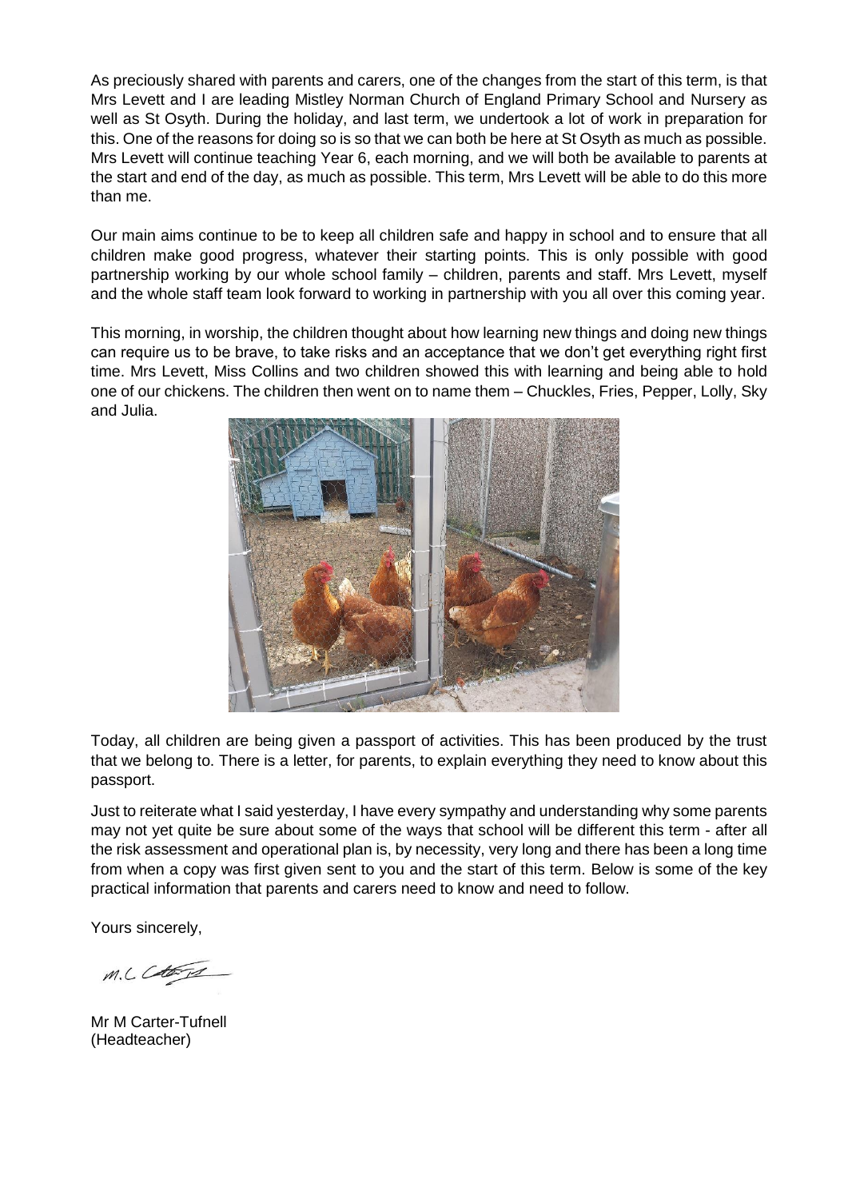As preciously shared with parents and carers, one of the changes from the start of this term, is that Mrs Levett and I are leading Mistley Norman Church of England Primary School and Nursery as well as St Osyth. During the holiday, and last term, we undertook a lot of work in preparation for this. One of the reasons for doing so is so that we can both be here at St Osyth as much as possible. Mrs Levett will continue teaching Year 6, each morning, and we will both be available to parents at the start and end of the day, as much as possible. This term, Mrs Levett will be able to do this more than me.

Our main aims continue to be to keep all children safe and happy in school and to ensure that all children make good progress, whatever their starting points. This is only possible with good partnership working by our whole school family – children, parents and staff. Mrs Levett, myself and the whole staff team look forward to working in partnership with you all over this coming year.

This morning, in worship, the children thought about how learning new things and doing new things can require us to be brave, to take risks and an acceptance that we don't get everything right first time. Mrs Levett, Miss Collins and two children showed this with learning and being able to hold one of our chickens. The children then went on to name them – Chuckles, Fries, Pepper, Lolly, Sky and Julia.

Today, all children are being given a passport of activities. This has been produced by the trust that we belong to. There is a letter, for parents, to explain everything they need to know about this passport.

Just to reiterate what I said yesterday, I have every sympathy and understanding why some parents may not yet quite be sure about some of the ways that school will be different this term - after all the risk assessment and operational plan is, by necessity, very long and there has been a long time from when a copy was first given sent to you and the start of this term. Below is some of the key practical information that parents and carers need to know and need to follow.

Yours sincerely,

Mr M Carter-Tufnell
(Headteacher)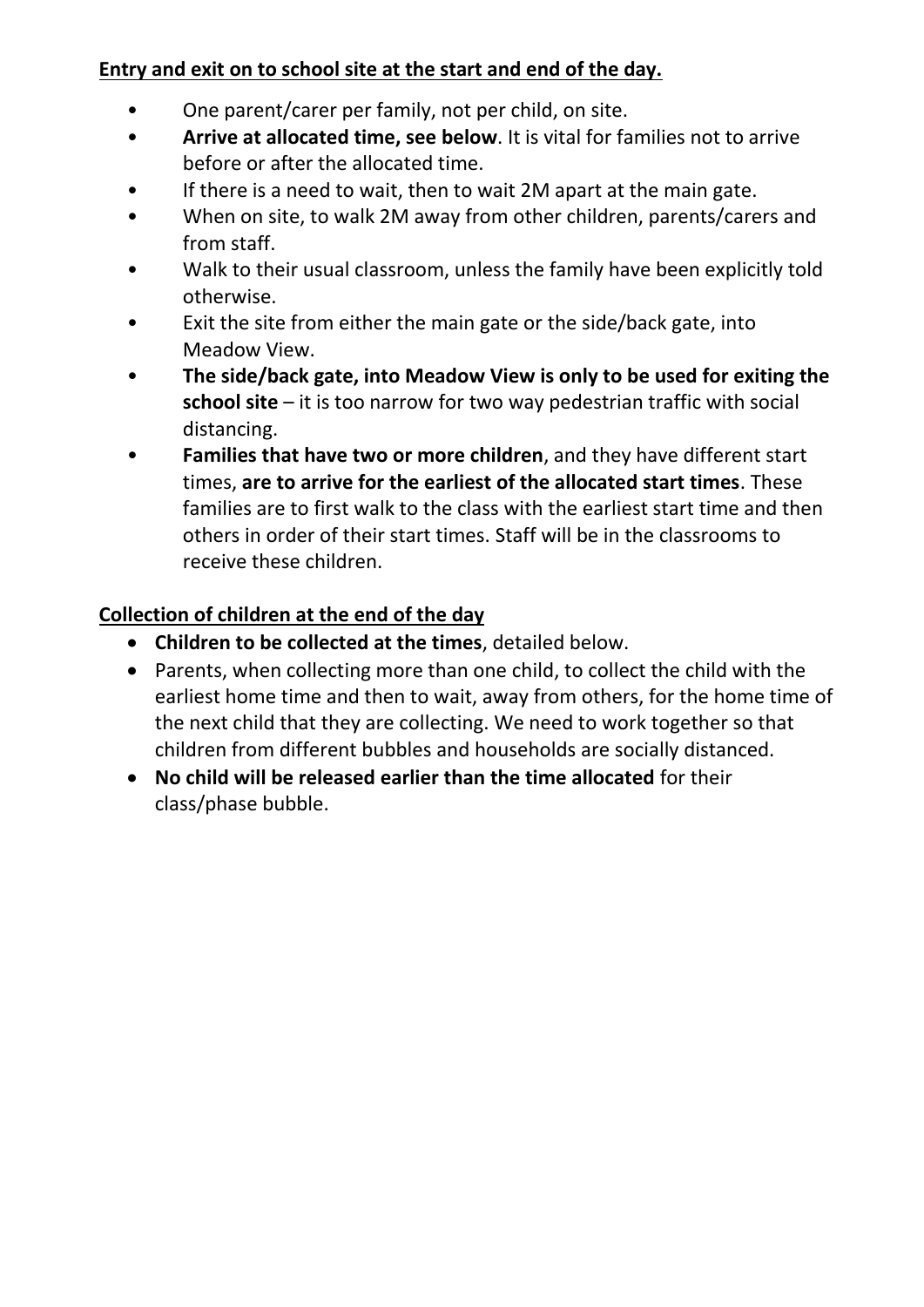**Entry and exit on to school site at the start and end of the day.**

- One parent/carer per family, not per child, on site.
- **Arrive at allocated time, see below**. It is vital for families not to arrive before or after the allocated time.
- If there is a need to wait, then to wait 2M apart at the main gate.
- When on site, to walk 2M away from other children, parents/carers and from staff.
- Walk to their usual classroom, unless the family have been explicitly told otherwise.
- Exit the site from either the main gate or the side/back gate, into Meadow View.
- **The side/back gate, into Meadow View is only to be used for exiting the school site** – it is too narrow for two way pedestrian traffic with social distancing.
- **Families that have two or more children**, and they have different start times, **are to arrive for the earliest of the allocated start times**. These families are to first walk to the class with the earliest start time and then others in order of their start times. Staff will be in the classrooms to receive these children.

**Collection of children at the end of the day**

- **Children to be collected at the times**, detailed below.
- Parents, when collecting more than one child, to collect the child with the earliest home time and then to wait, away from others, for the home time of the next child that they are collecting. We need to work together so that children from different bubbles and households are socially distanced.
- **No child will be released earlier than the time allocated** for their class/phase bubble.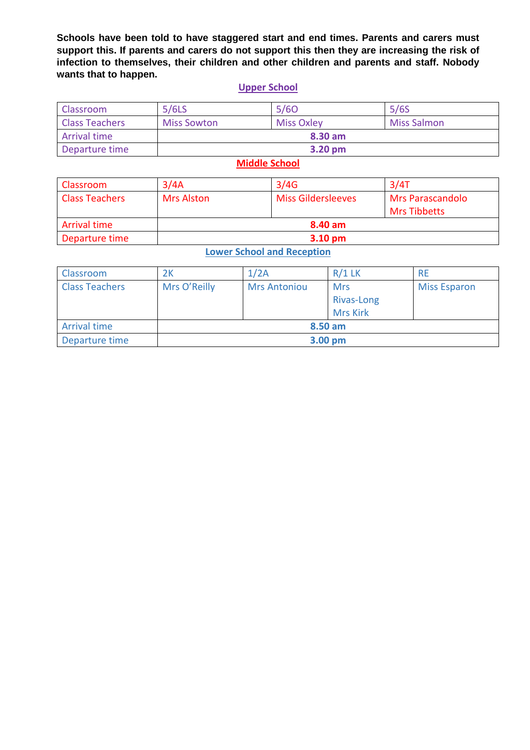**Schools have been told to have staggered start and end times. Parents and carers must support this. If parents and carers do not support this then they are increasing the risk of infection to themselves, their children and other children and parents and staff. Nobody wants that to happen.**

## Upper School

| | | | |
|---|---|---|---|
| Classroom | 5/6LS | 5/6O | 5/6S |
| Class Teachers | Miss Sowton | Miss Oxley | Miss Salmon |
| Arrival time | **8.30 am** | | |
| Departure time | **3.20 pm** | | |

## Middle School

| | | | |
|---|---|---|---|
| Classroom | 3/4A | 3/4G | 3/4T |
| Class Teachers | Mrs Alston | Miss Gildersleeves | Mrs Parascandolo<br>Mrs Tibbetts |
| Arrival time | **8.40 am** | | |
| Departure time | **3.10 pm** | | |

## Lower School and Reception

| | | | | |
|---|---|---|---|---|
| Classroom | 2K | 1/2A | R/1 LK | RE |
| Class Teachers | Mrs O'Reilly | Mrs Antoniou | Mrs Rivas-Long<br>Mrs Kirk | Miss Esparon |
| Arrival time | **8.50 am** | | | |
| Departure time | **3.00 pm** | | | |